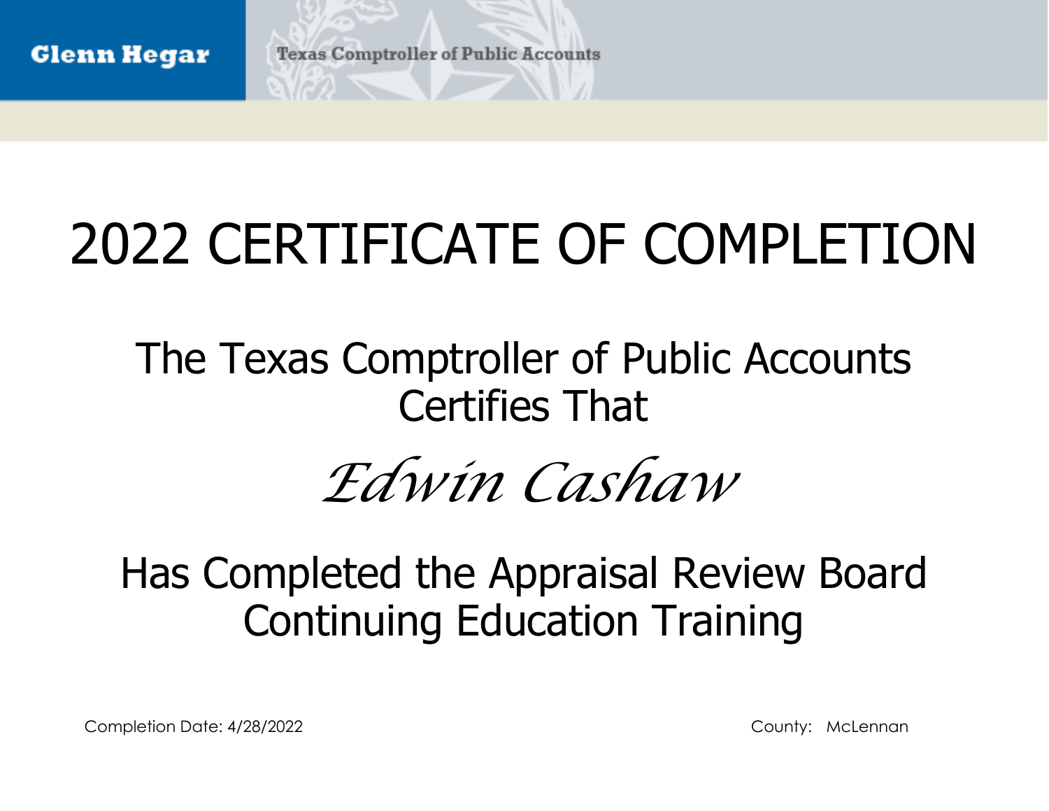Glenn Hegar

Texas Comptroller of Public Accounts

# 2022 CERTIFICATE OF COMPLETION

## The Texas Comptroller of Public Accounts Certifies That

*Edwin Cashaw*

## Has Completed the Appraisal Review Board Continuing Education Training

Completion Date: 4/28/2022

County: McLennan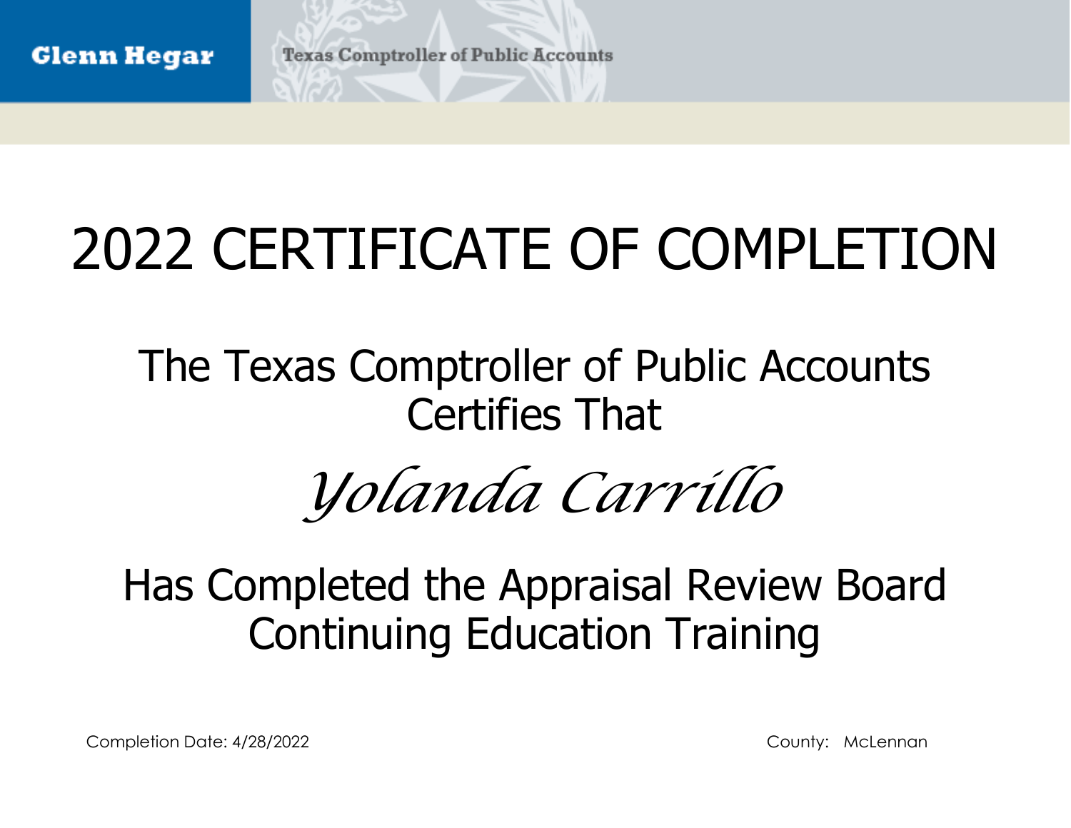Glenn Hegar

Texas Comptroller of Public Accounts

# 2022 CERTIFICATE OF COMPLETION

The Texas Comptroller of Public Accounts
Certifies That

*Yolanda Carrillo*

Has Completed the Appraisal Review Board
Continuing Education Training

Completion Date: 4/28/2022

County: McLennan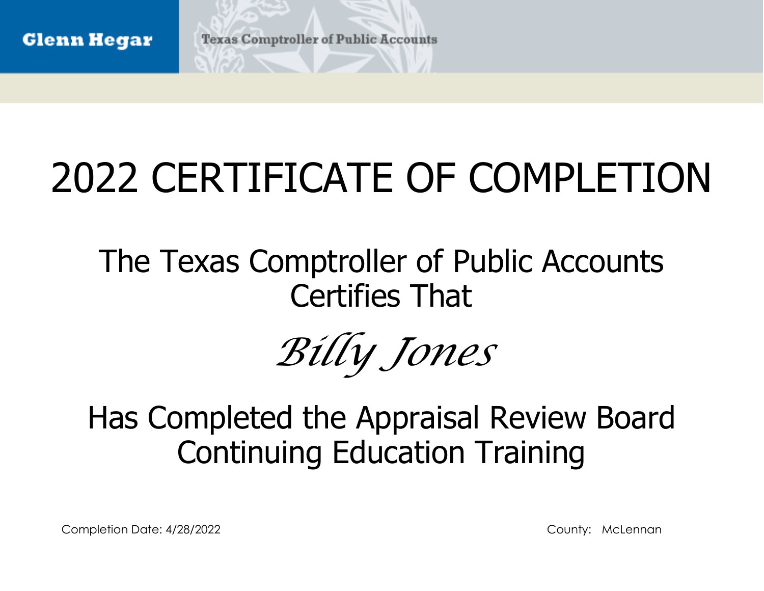**Glenn Hegar** Texas Comptroller of Public Accounts

# 2022 CERTIFICATE OF COMPLETION

## The Texas Comptroller of Public Accounts Certifies That

*Billy Jones*

## Has Completed the Appraisal Review Board Continuing Education Training

Completion Date: 4/28/2022

County: McLennan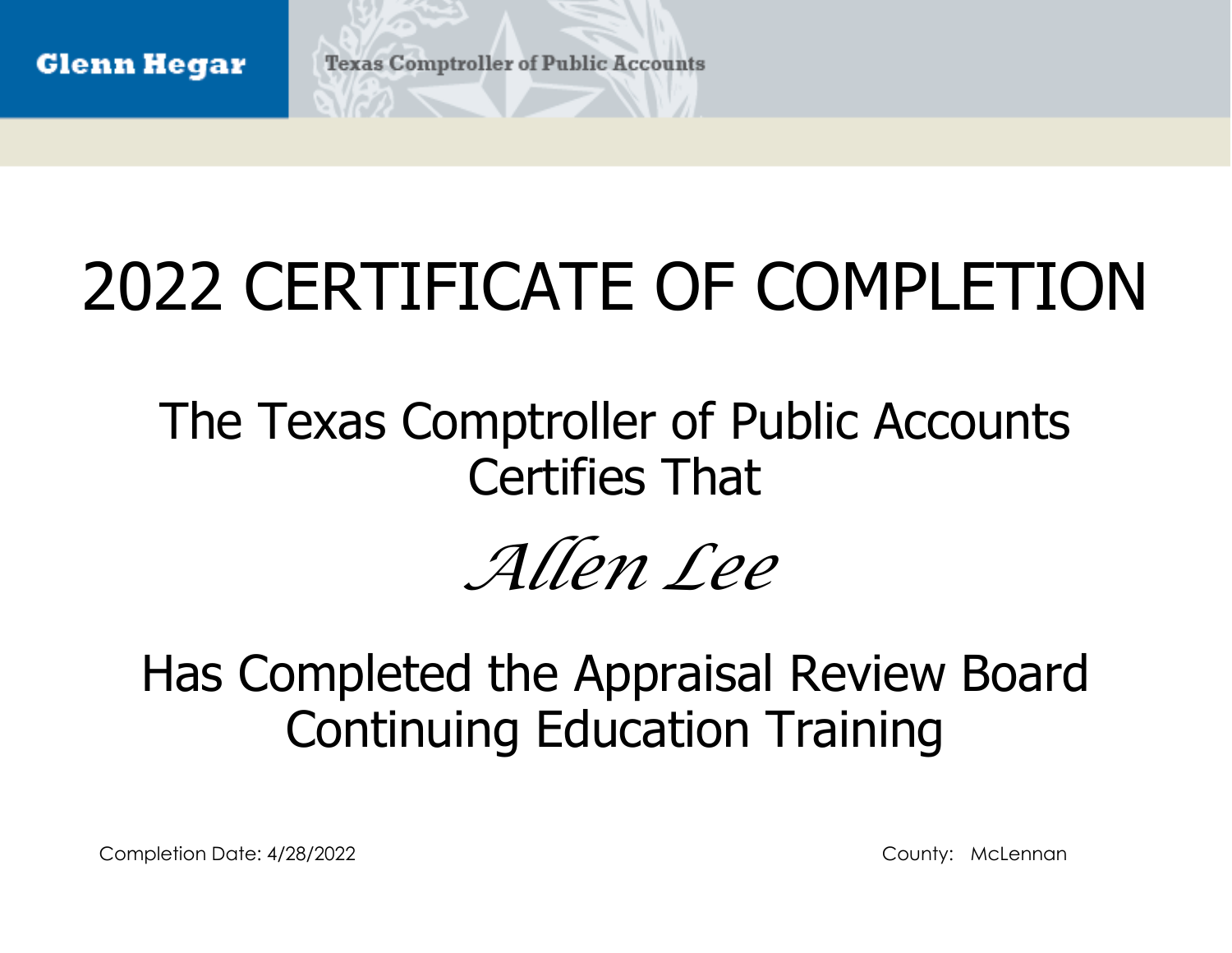Glenn Hegar

Texas Comptroller of Public Accounts

# 2022 CERTIFICATE OF COMPLETION

## The Texas Comptroller of Public Accounts Certifies That

*Allen Lee*

## Has Completed the Appraisal Review Board Continuing Education Training

Completion Date: 4/28/2022

County: McLennan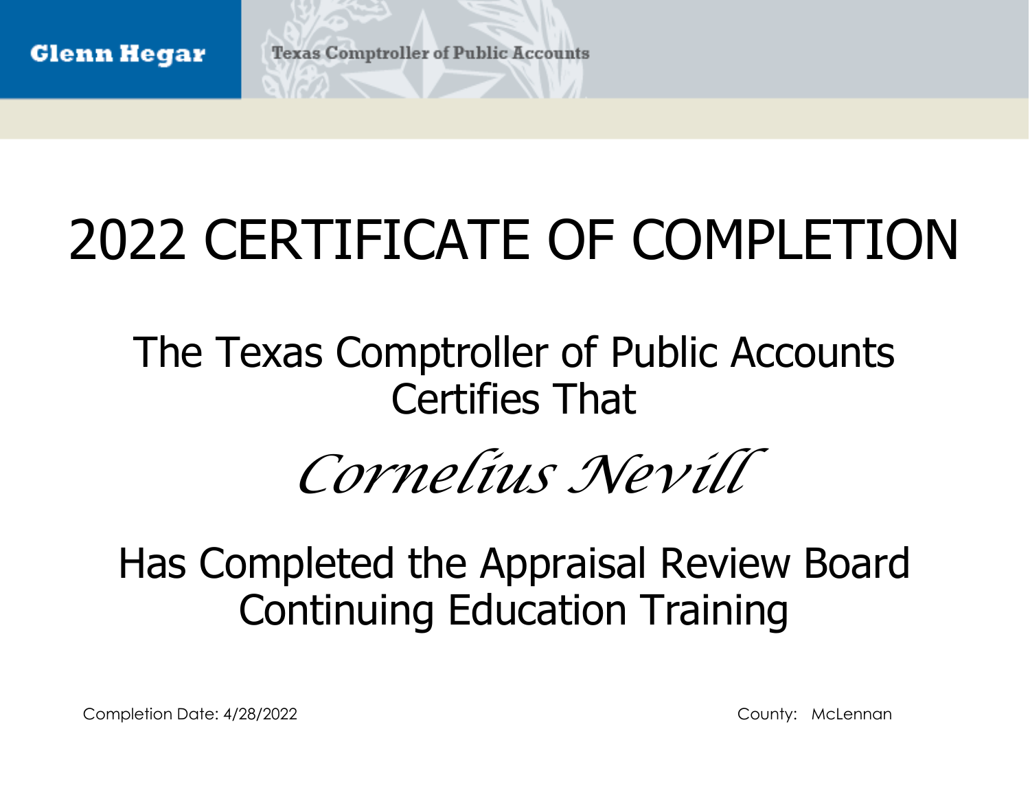Glenn Hegar

Texas Comptroller of Public Accounts

# 2022 CERTIFICATE OF COMPLETION

## The Texas Comptroller of Public Accounts Certifies That

*Cornelius Nevill*

## Has Completed the Appraisal Review Board Continuing Education Training

Completion Date: 4/28/2022

County: McLennan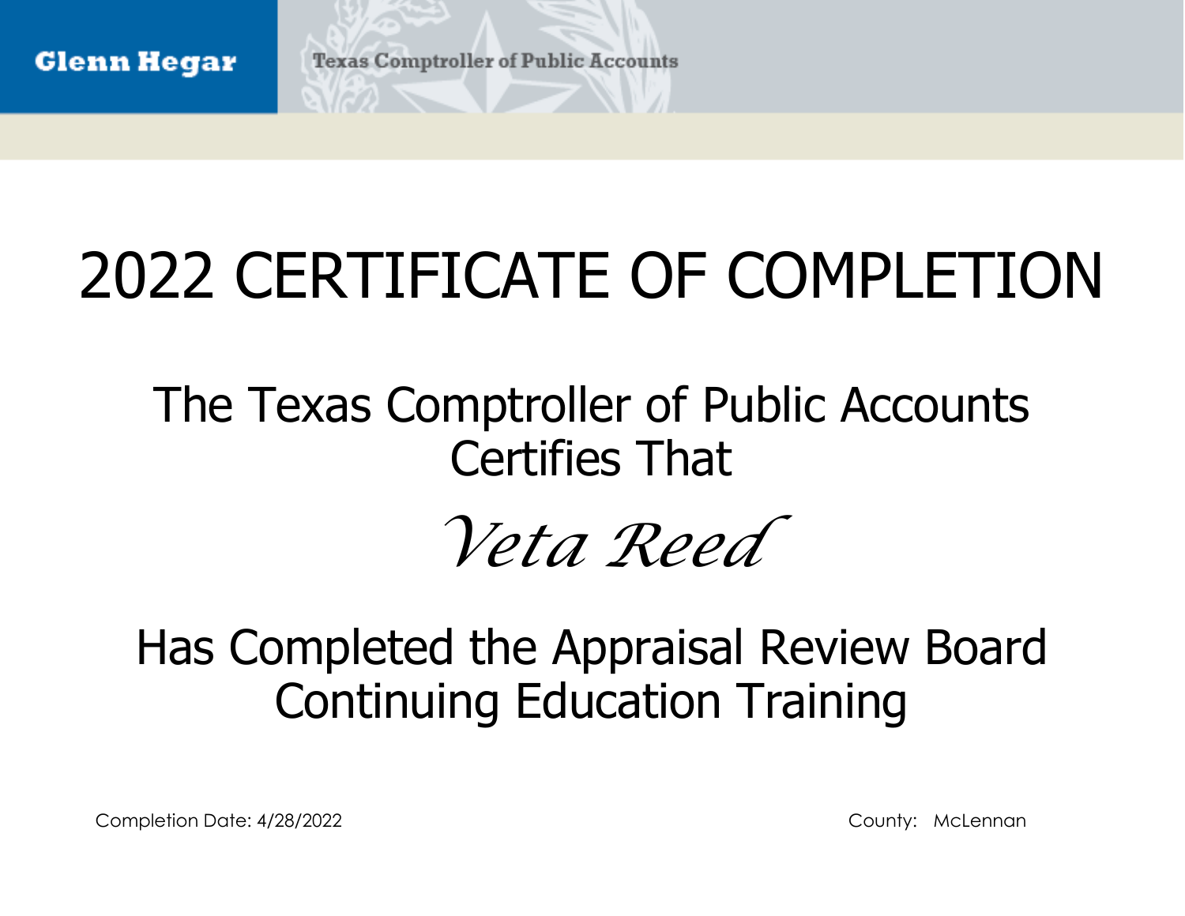Glenn Hegar

Texas Comptroller of Public Accounts

# 2022 CERTIFICATE OF COMPLETION

## The Texas Comptroller of Public Accounts Certifies That

*Veta Reed*

## Has Completed the Appraisal Review Board Continuing Education Training

Completion Date: 4/28/2022

County: McLennan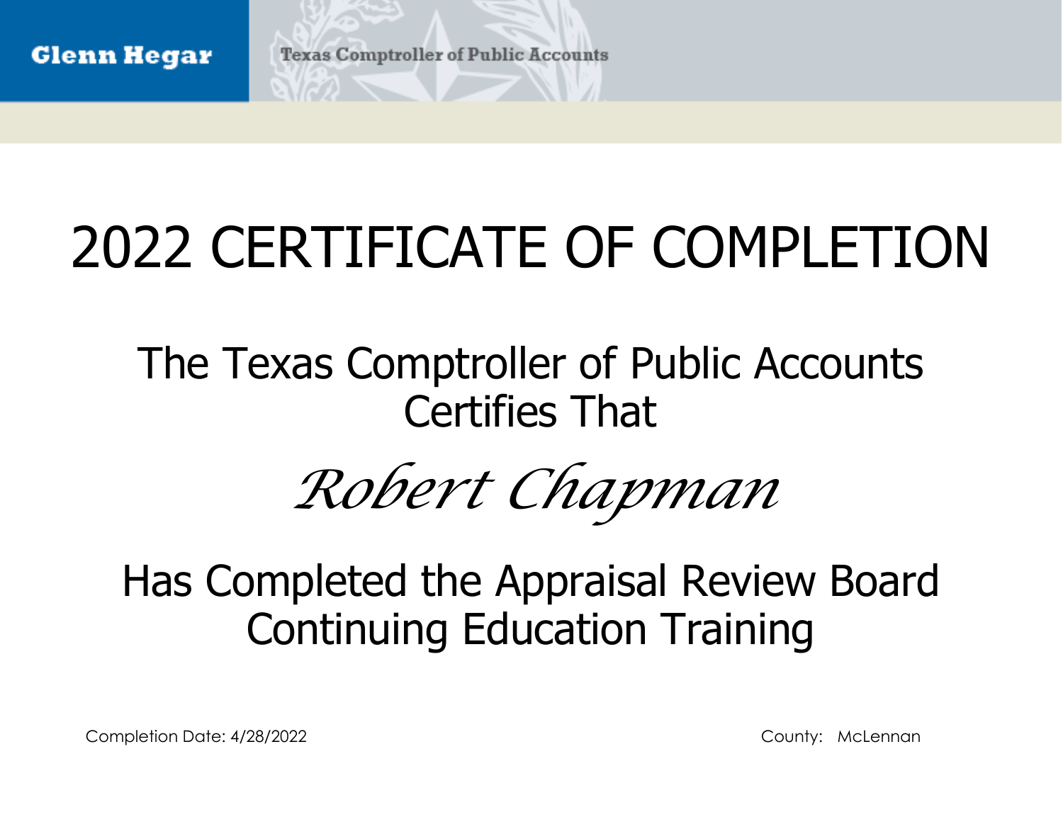**Glenn Hegar** Texas Comptroller of Public Accounts

# 2022 CERTIFICATE OF COMPLETION

## The Texas Comptroller of Public Accounts Certifies That

*Robert Chapman*

## Has Completed the Appraisal Review Board Continuing Education Training

Completion Date: 4/28/2022

County: McLennan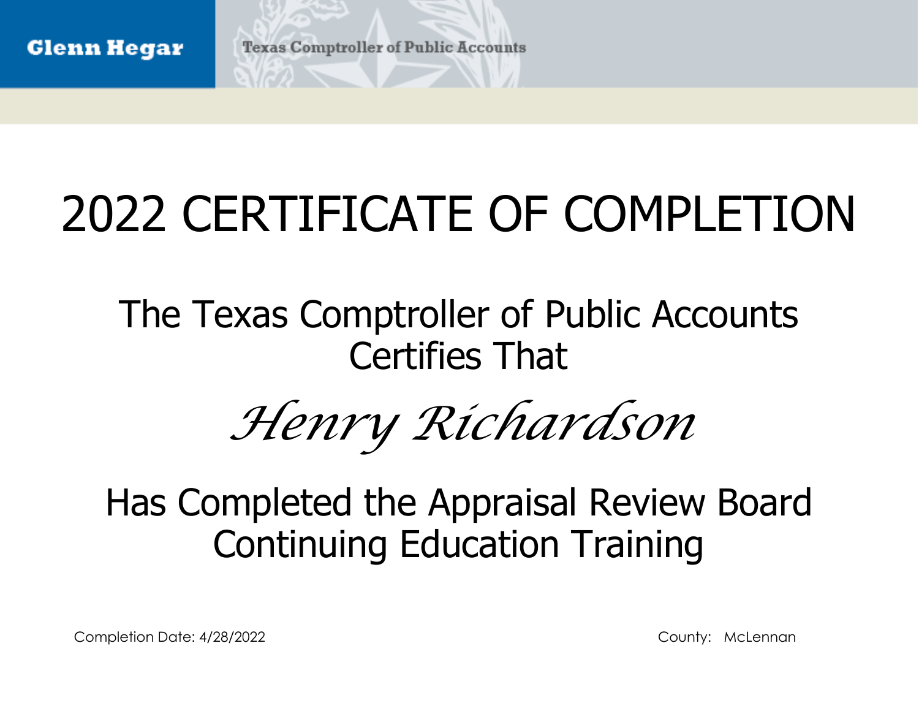Glenn Hegar

Texas Comptroller of Public Accounts

# 2022 CERTIFICATE OF COMPLETION

## The Texas Comptroller of Public Accounts Certifies That

*Henry Richardson*

## Has Completed the Appraisal Review Board Continuing Education Training

Completion Date: 4/28/2022

County: McLennan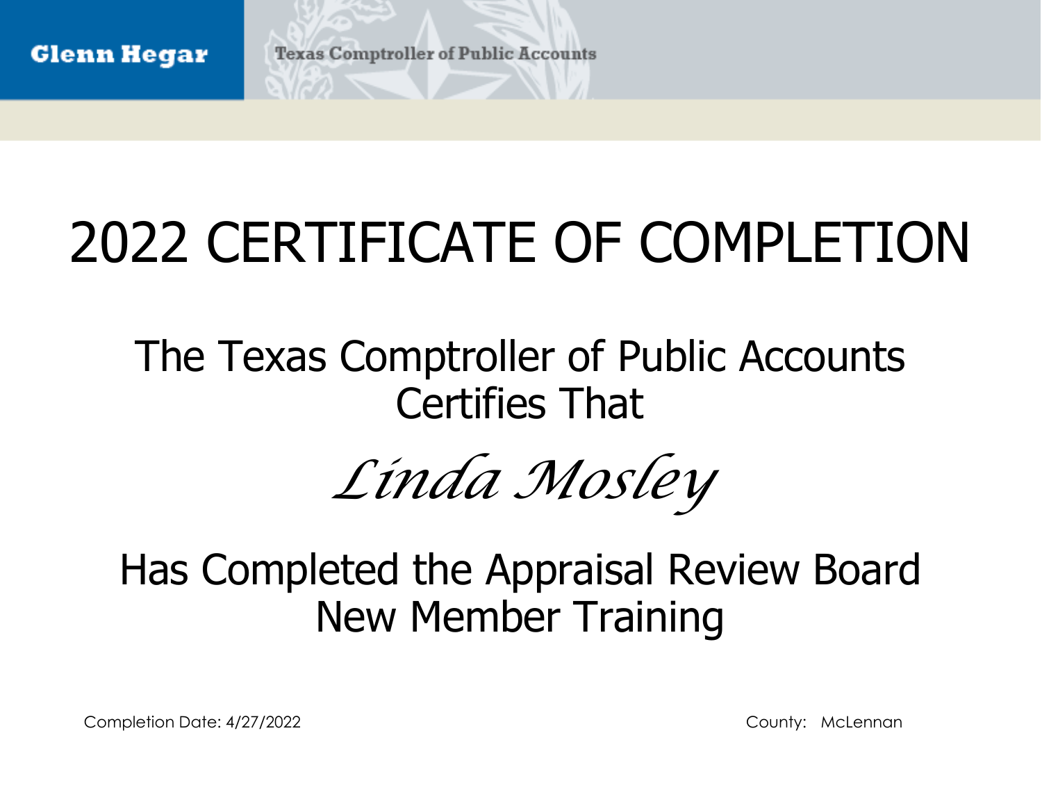Glenn Hegar

Texas Comptroller of Public Accounts

# 2022 CERTIFICATE OF COMPLETION

## The Texas Comptroller of Public Accounts Certifies That

*Linda Mosley*

## Has Completed the Appraisal Review Board New Member Training

Completion Date: 4/27/2022

County: McLennan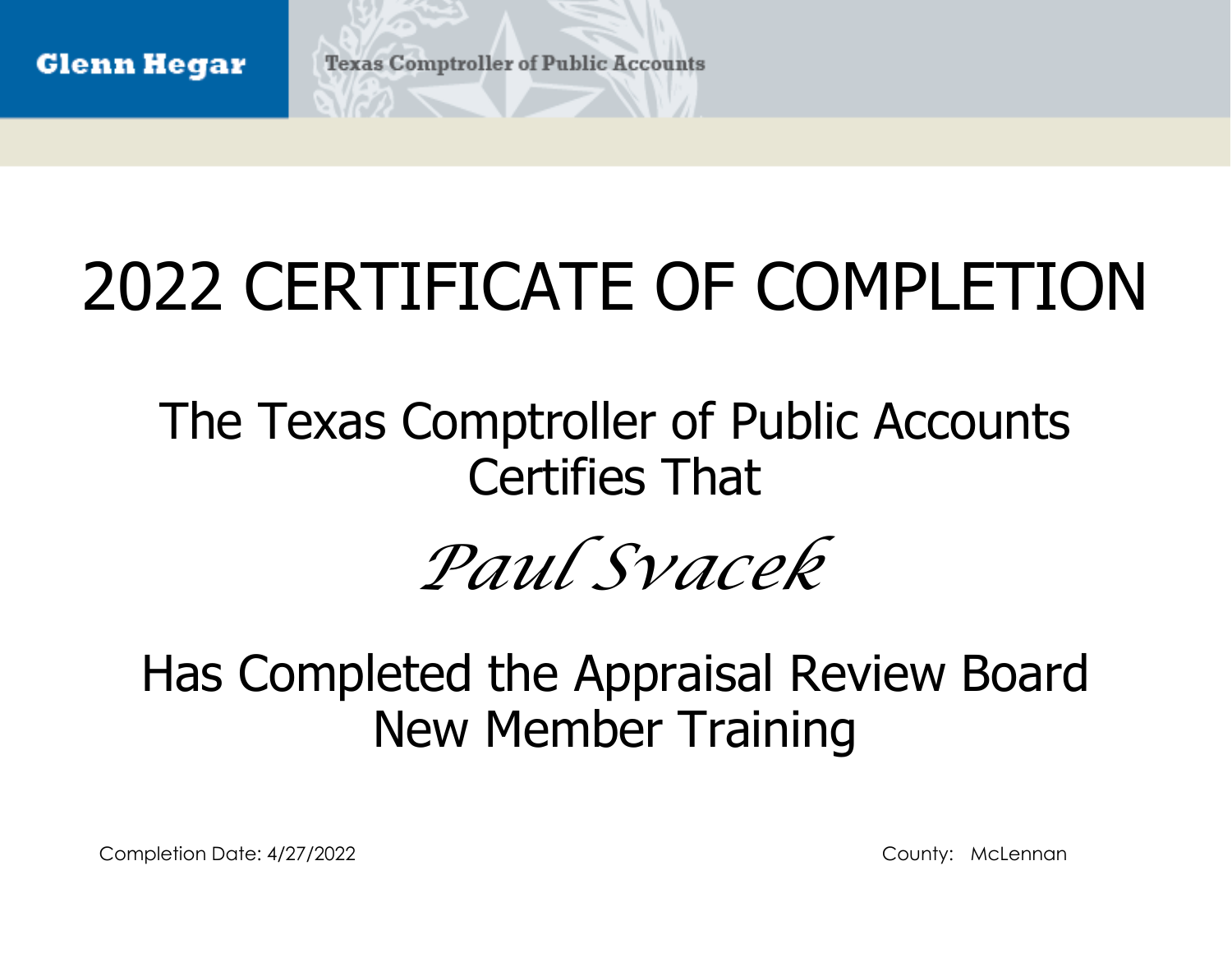Glenn Hegar

Texas Comptroller of Public Accounts

# 2022 CERTIFICATE OF COMPLETION

The Texas Comptroller of Public Accounts
Certifies That

*Paul Svacek*

Has Completed the Appraisal Review Board
New Member Training

Completion Date: 4/27/2022

County: McLennan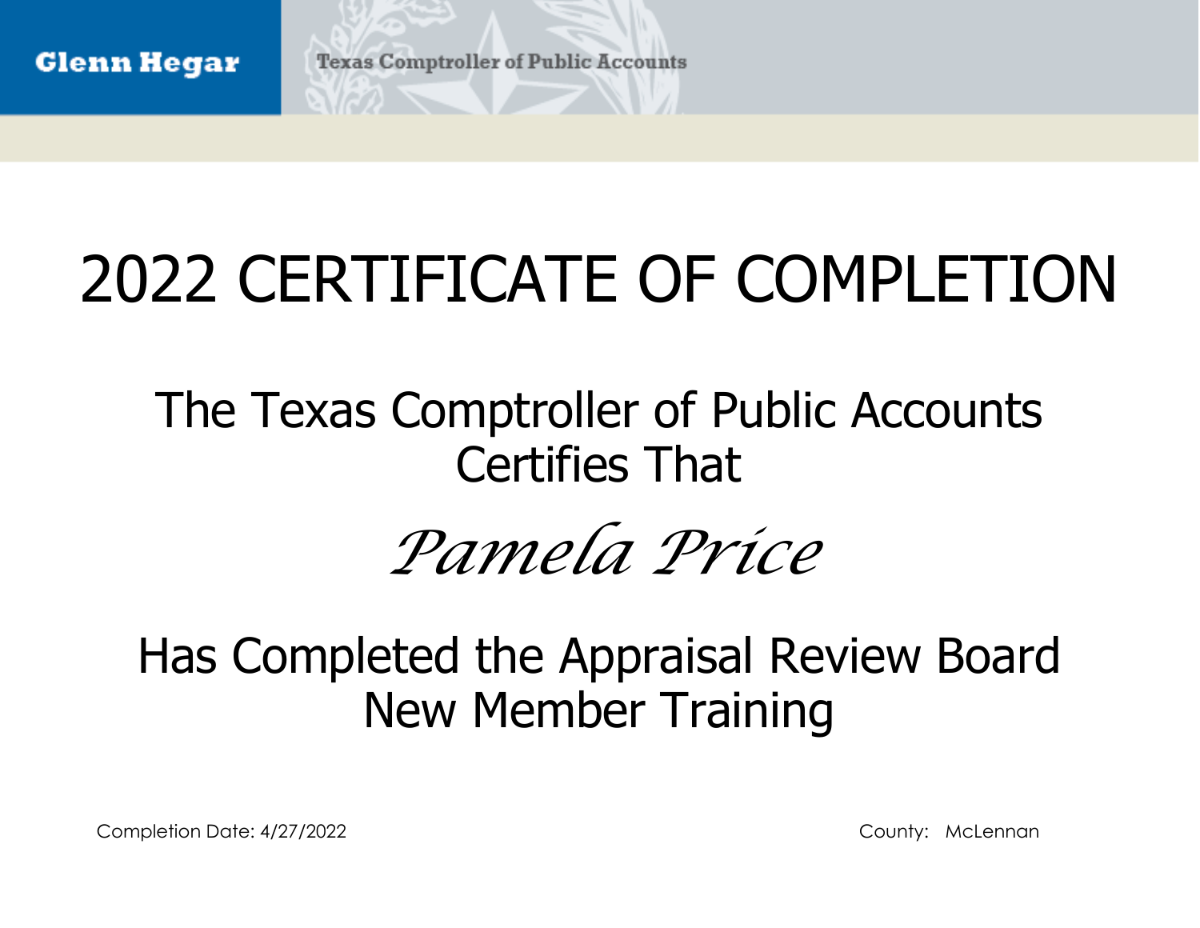**Glenn Hegar**

**Texas Comptroller of Public Accounts**

# 2022 CERTIFICATE OF COMPLETION

## The Texas Comptroller of Public Accounts Certifies That

*Pamela Price*

## Has Completed the Appraisal Review Board New Member Training

Completion Date: 4/27/2022

County: McLennan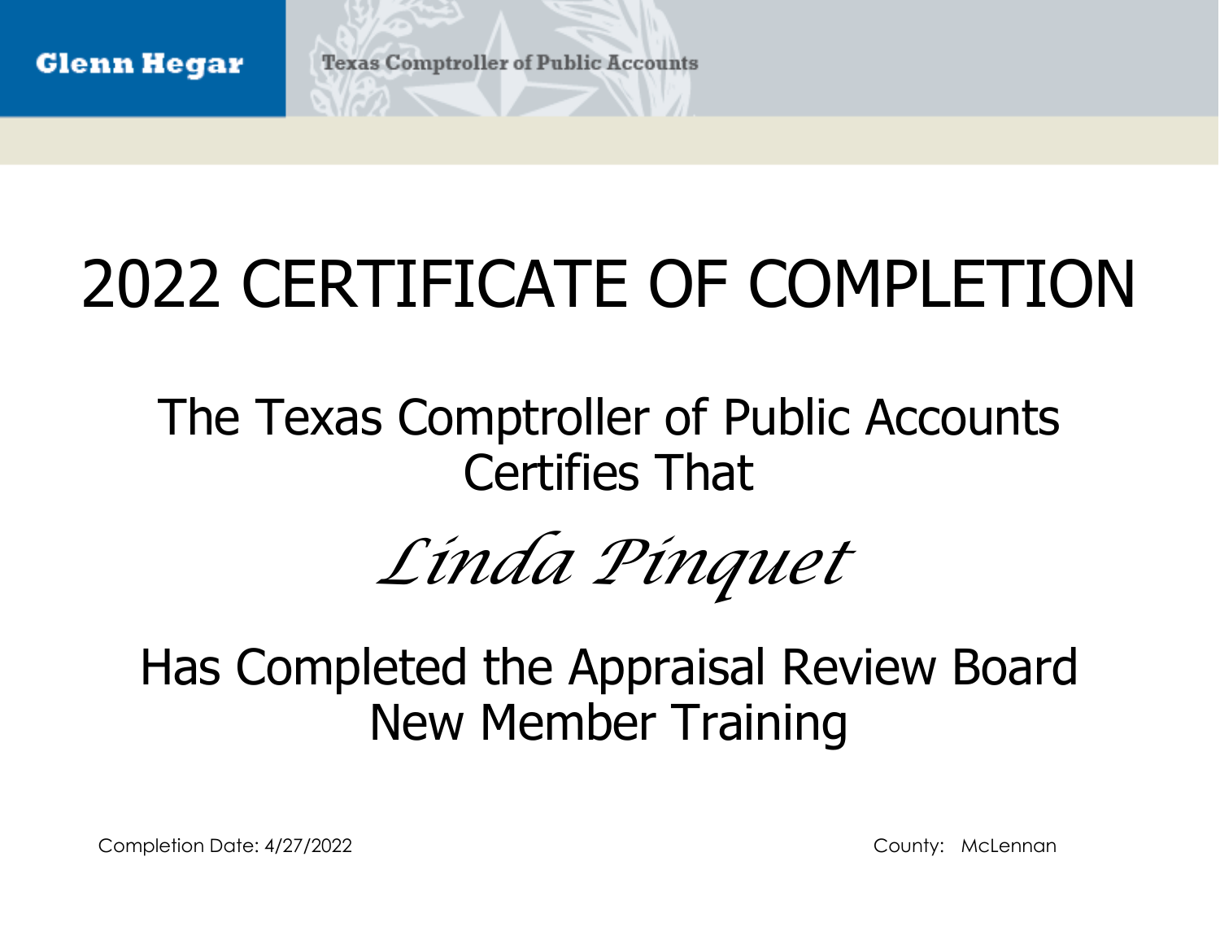Glenn Hegar

Texas Comptroller of Public Accounts

# 2022 CERTIFICATE OF COMPLETION

The Texas Comptroller of Public Accounts
Certifies That

*Linda Pinquet*

Has Completed the Appraisal Review Board
New Member Training

Completion Date: 4/27/2022

County: McLennan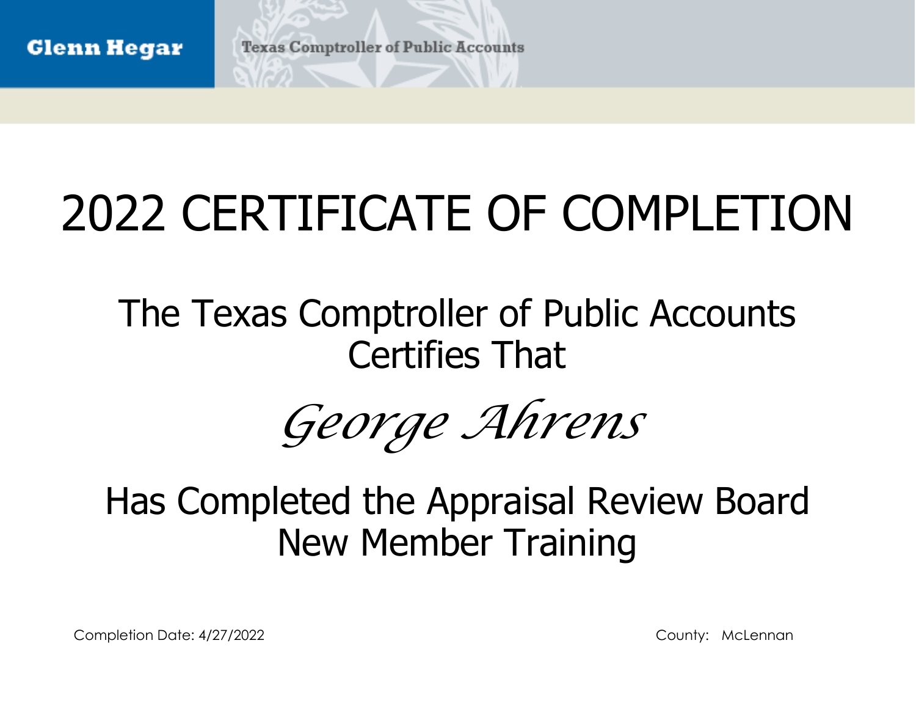Glenn Hegar

Texas Comptroller of Public Accounts

# 2022 CERTIFICATE OF COMPLETION

## The Texas Comptroller of Public Accounts Certifies That

*George Ahrens*

## Has Completed the Appraisal Review Board New Member Training

Completion Date: 4/27/2022

County: McLennan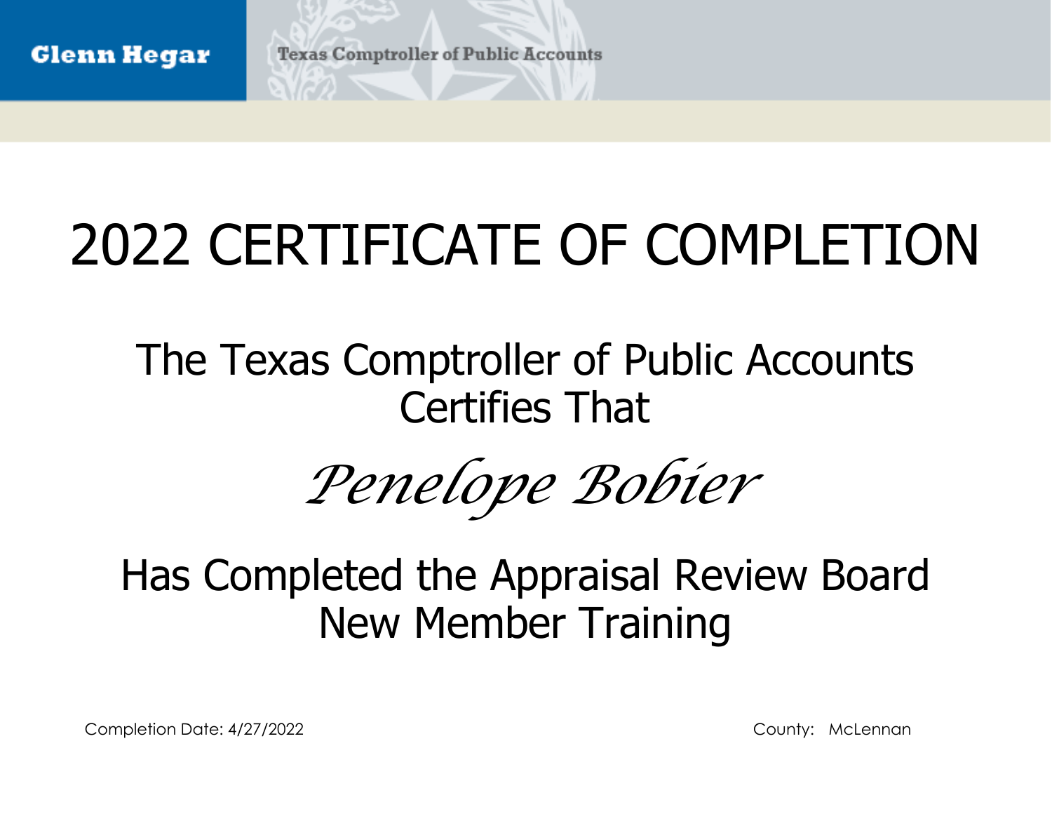Glenn Hegar

Texas Comptroller of Public Accounts

# 2022 CERTIFICATE OF COMPLETION

## The Texas Comptroller of Public Accounts Certifies That

*Penelope Bobier*

## Has Completed the Appraisal Review Board New Member Training

Completion Date: 4/27/2022

County: McLennan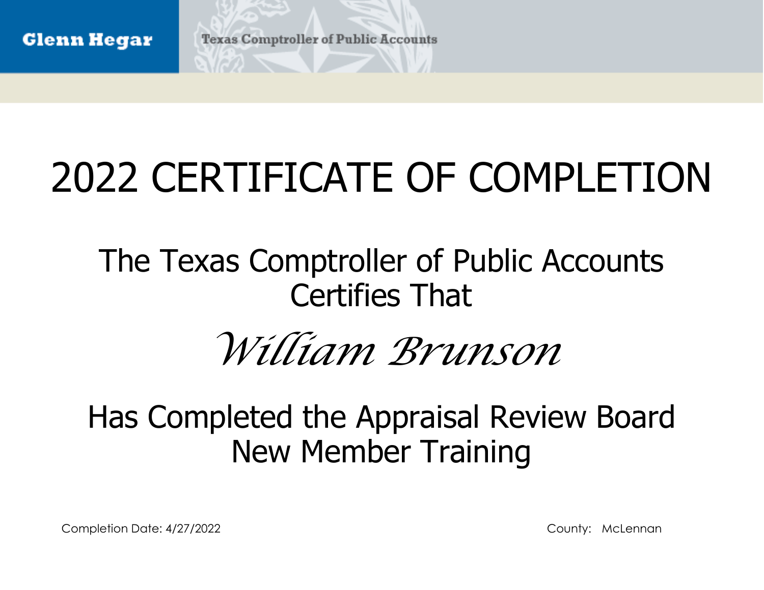Glenn Hegar

Texas Comptroller of Public Accounts

# 2022 CERTIFICATE OF COMPLETION

## The Texas Comptroller of Public Accounts Certifies That

*William Brunson*

## Has Completed the Appraisal Review Board New Member Training

Completion Date: 4/27/2022

County: McLennan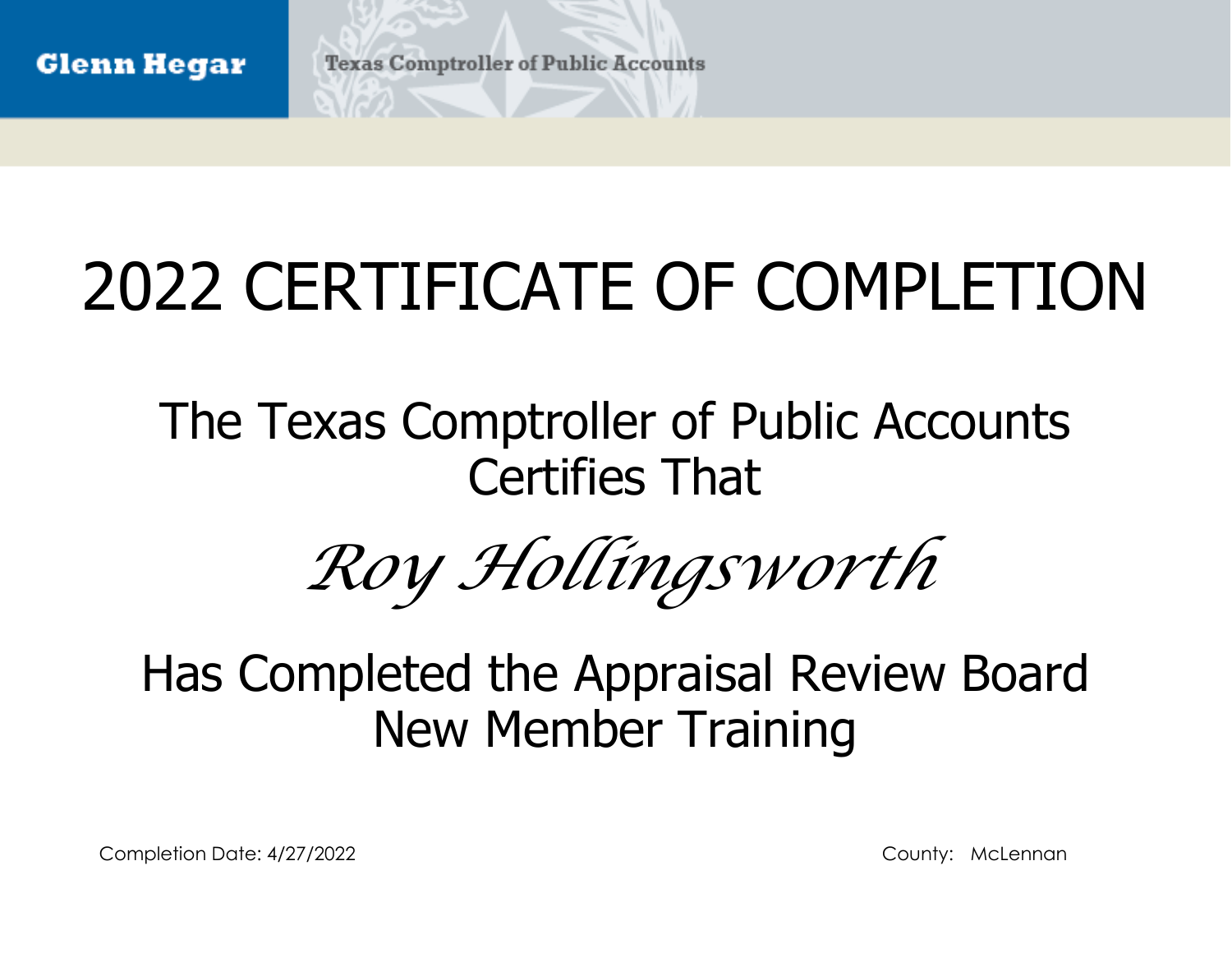Glenn Hegar

Texas Comptroller of Public Accounts

# 2022 CERTIFICATE OF COMPLETION

## The Texas Comptroller of Public Accounts Certifies That

*Roy Hollingsworth*

## Has Completed the Appraisal Review Board New Member Training

Completion Date: 4/27/2022

County: McLennan